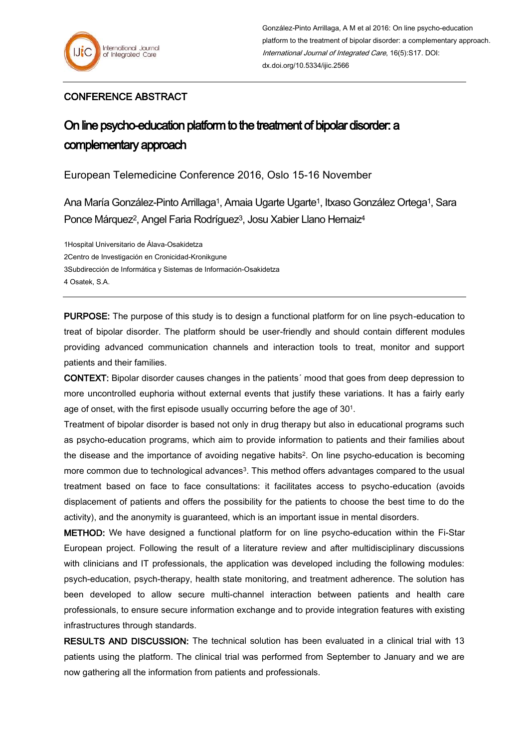González-Pinto Arrillaga, A M et al 2016: On line psycho-education platform to the treatment of bipolar disorder: a complementary approach. *International Journal of Integrated Care*, 16(5):S17. DOI: dx.doi.org/10.5334/ijic.2566

CONFERENCE ABSTRACT

# On line psycho-education platform to the treatment of bipolar disorder: a complementary approach

European Telemedicine Conference 2016, Oslo 15-16 November

Ana María González-Pinto Arrillaga[1], Amaia Ugarte Ugarte[1], Itxaso González Ortega[1], Sara Ponce Márquez[2], Angel Faria Rodríguez[3], Josu Xabier Llano Hernaiz[4]

1Hospital Universitario de Álava-Osakidetza
2Centro de Investigación en Cronicidad-Kronikgune
3Subdirección de Informática y Sistemas de Información-Osakidetza
4 Osatek, S.A.

**PURPOSE:** The purpose of this study is to design a functional platform for on line psych-education to treat of bipolar disorder. The platform should be user-friendly and should contain different modules providing advanced communication channels and interaction tools to treat, monitor and support patients and their families.

**CONTEXT:** Bipolar disorder causes changes in the patients´ mood that goes from deep depression to more uncontrolled euphoria without external events that justify these variations. It has a fairly early age of onset, with the first episode usually occurring before the age of 30[1].

Treatment of bipolar disorder is based not only in drug therapy but also in educational programs such as psycho-education programs, which aim to provide information to patients and their families about the disease and the importance of avoiding negative habits[2]. On line psycho-education is becoming more common due to technological advances[3]. This method offers advantages compared to the usual treatment based on face to face consultations: it facilitates access to psycho-education (avoids displacement of patients and offers the possibility for the patients to choose the best time to do the activity), and the anonymity is guaranteed, which is an important issue in mental disorders.

**METHOD:** We have designed a functional platform for on line psycho-education within the Fi-Star European project. Following the result of a literature review and after multidisciplinary discussions with clinicians and IT professionals, the application was developed including the following modules: psych-education, psych-therapy, health state monitoring, and treatment adherence. The solution has been developed to allow secure multi-channel interaction between patients and health care professionals, to ensure secure information exchange and to provide integration features with existing infrastructures through standards.

**RESULTS AND DISCUSSION:** The technical solution has been evaluated in a clinical trial with 13 patients using the platform. The clinical trial was performed from September to January and we are now gathering all the information from patients and professionals.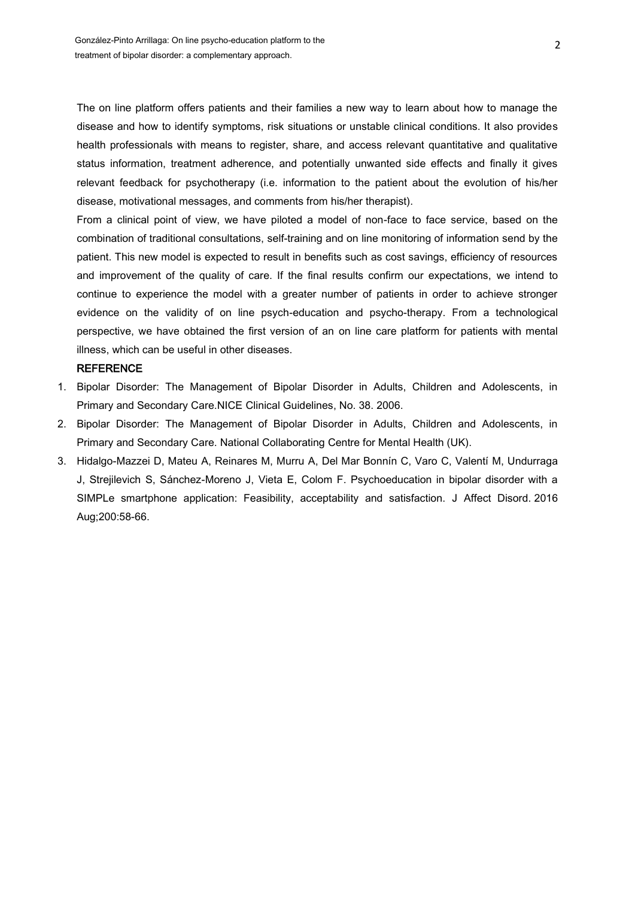The on line platform offers patients and their families a new way to learn about how to manage the disease and how to identify symptoms, risk situations or unstable clinical conditions. It also provides health professionals with means to register, share, and access relevant quantitative and qualitative status information, treatment adherence, and potentially unwanted side effects and finally it gives relevant feedback for psychotherapy (i.e. information to the patient about the evolution of his/her disease, motivational messages, and comments from his/her therapist).

From a clinical point of view, we have piloted a model of non-face to face service, based on the combination of traditional consultations, self-training and on line monitoring of information send by the patient. This new model is expected to result in benefits such as cost savings, efficiency of resources and improvement of the quality of care. If the final results confirm our expectations, we intend to continue to experience the model with a greater number of patients in order to achieve stronger evidence on the validity of on line psych-education and psycho-therapy. From a technological perspective, we have obtained the first version of an on line care platform for patients with mental illness, which can be useful in other diseases.

## REFERENCE

1. Bipolar Disorder: The Management of Bipolar Disorder in Adults, Children and Adolescents, in Primary and Secondary Care.NICE Clinical Guidelines, No. 38. 2006.
2. Bipolar Disorder: The Management of Bipolar Disorder in Adults, Children and Adolescents, in Primary and Secondary Care. National Collaborating Centre for Mental Health (UK).
3. Hidalgo-Mazzei D, Mateu A, Reinares M, Murru A, Del Mar Bonnín C, Varo C, Valentí M, Undurraga J, Strejilevich S, Sánchez-Moreno J, Vieta E, Colom F. Psychoeducation in bipolar disorder with a SIMPLe smartphone application: Feasibility, acceptability and satisfaction. J Affect Disord. 2016 Aug;200:58-66.